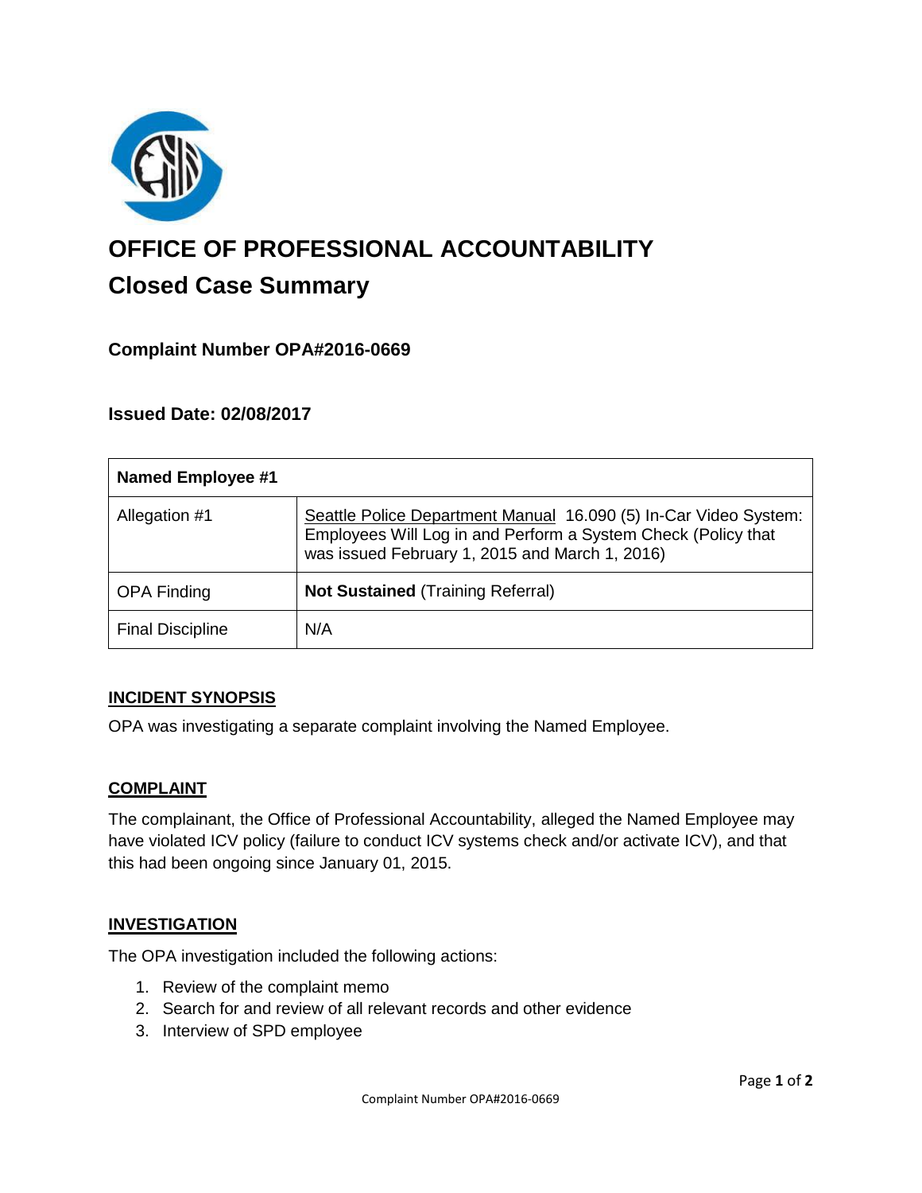# OFFICE OF PROFESSIONAL ACCOUNTABILITY

## Closed Case Summary

### Complaint Number OPA#2016-0669

### Issued Date: 02/08/2017

| Named Employee #1 | |
|---|---|
| Allegation #1 | Seattle Police Department Manual 16.090 (5) In-Car Video System: Employees Will Log in and Perform a System Check (Policy that was issued February 1, 2015 and March 1, 2016) |
| OPA Finding | **Not Sustained** (Training Referral) |
| Final Discipline | N/A |

### INCIDENT SYNOPSIS

OPA was investigating a separate complaint involving the Named Employee.

### COMPLAINT

The complainant, the Office of Professional Accountability, alleged the Named Employee may have violated ICV policy (failure to conduct ICV systems check and/or activate ICV), and that this had been ongoing since January 01, 2015.

### INVESTIGATION

The OPA investigation included the following actions:

1. Review of the complaint memo
2. Search for and review of all relevant records and other evidence
3. Interview of SPD employee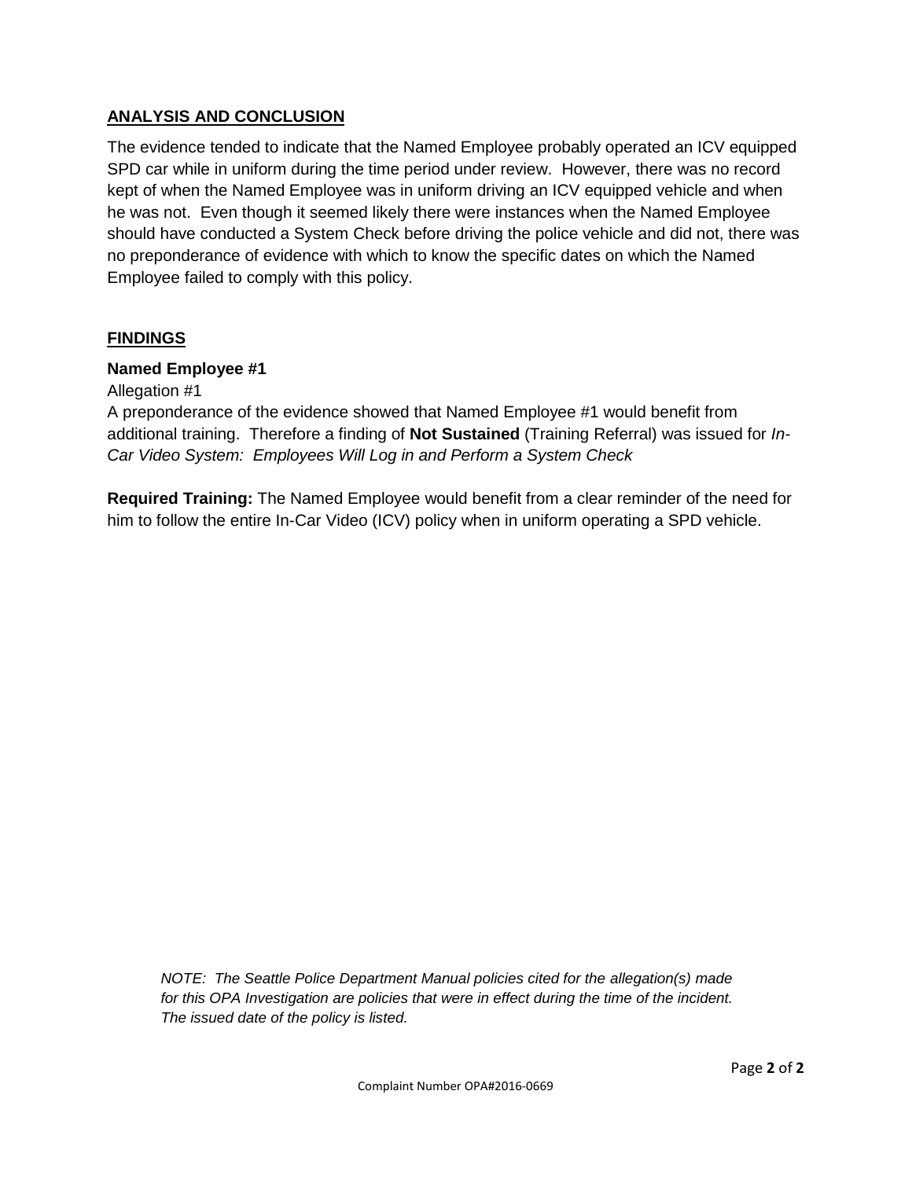## ANALYSIS AND CONCLUSION

The evidence tended to indicate that the Named Employee probably operated an ICV equipped SPD car while in uniform during the time period under review. However, there was no record kept of when the Named Employee was in uniform driving an ICV equipped vehicle and when he was not. Even though it seemed likely there were instances when the Named Employee should have conducted a System Check before driving the police vehicle and did not, there was no preponderance of evidence with which to know the specific dates on which the Named Employee failed to comply with this policy.

## FINDINGS

**Named Employee #1**

Allegation #1

A preponderance of the evidence showed that Named Employee #1 would benefit from additional training. Therefore a finding of **Not Sustained** (Training Referral) was issued for *In-Car Video System: Employees Will Log in and Perform a System Check*

**Required Training:** The Named Employee would benefit from a clear reminder of the need for him to follow the entire In-Car Video (ICV) policy when in uniform operating a SPD vehicle.

*NOTE: The Seattle Police Department Manual policies cited for the allegation(s) made for this OPA Investigation are policies that were in effect during the time of the incident. The issued date of the policy is listed.*

Complaint Number OPA#2016-0669